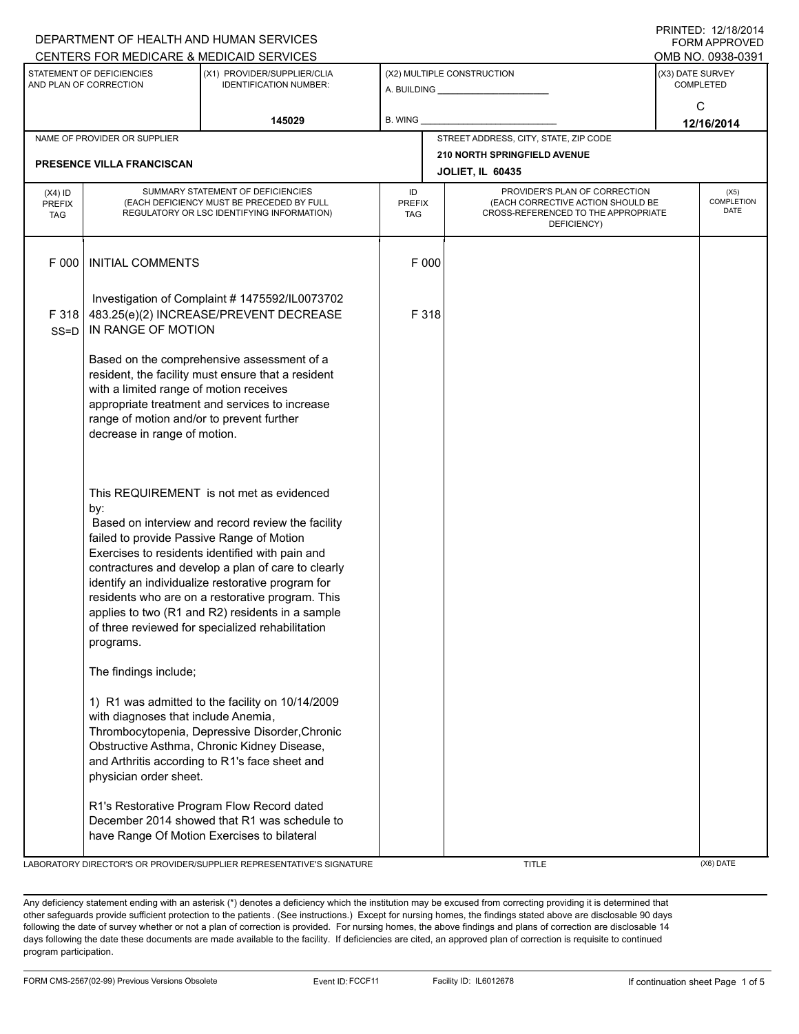PRINTED: 12/18/2014
FORM APPROVED
OMB NO. 0938-0391

DEPARTMENT OF HEALTH AND HUMAN SERVICES
CENTERS FOR MEDICARE & MEDICAID SERVICES

| STATEMENT OF DEFICIENCIES AND PLAN OF CORRECTION | (X1) PROVIDER/SUPPLIER/CLIA IDENTIFICATION NUMBER: | (X2) MULTIPLE CONSTRUCTION | (X3) DATE SURVEY COMPLETED |
|---|---|---|---|
| | 145029 | A. BUILDING ______ B. WING ______ | C 12/16/2014 |

| NAME OF PROVIDER OR SUPPLIER | STREET ADDRESS, CITY, STATE, ZIP CODE |
|---|---|
| PRESENCE VILLA FRANCISCAN | 210 NORTH SPRINGFIELD AVENUE JOLIET, IL 60435 |

| (X4) ID PREFIX TAG | SUMMARY STATEMENT OF DEFICIENCIES (EACH DEFICIENCY MUST BE PRECEDED BY FULL REGULATORY OR LSC IDENTIFYING INFORMATION) | ID PREFIX TAG | PROVIDER'S PLAN OF CORRECTION (EACH CORRECTIVE ACTION SHOULD BE CROSS-REFERENCED TO THE APPROPRIATE DEFICIENCY) | (X5) COMPLETION DATE |
|---|---|---|---|---|
| F 000 | INITIAL COMMENTS | F 000 | | |
| | Investigation of Complaint # 1475592/IL0073702 | | | |
| F 318 SS=D | 483.25(e)(2) INCREASE/PREVENT DECREASE IN RANGE OF MOTION | F 318 | | |
| | Based on the comprehensive assessment of a resident, the facility must ensure that a resident with a limited range of motion receives appropriate treatment and services to increase range of motion and/or to prevent further decrease in range of motion. | | | |
| | This REQUIREMENT is not met as evidenced by: Based on interview and record review the facility failed to provide Passive Range of Motion Exercises to residents identified with pain and contractures and develop a plan of care to clearly identify an individualize restorative program for residents who are on a restorative program. This applies to two (R1 and R2) residents in a sample of three reviewed for specialized rehabilitation programs. | | | |
| | The findings include; | | | |
| | 1) R1 was admitted to the facility on 10/14/2009 with diagnoses that include Anemia, Thrombocytopenia, Depressive Disorder,Chronic Obstructive Asthma, Chronic Kidney Disease, and Arthritis according to R1's face sheet and physician order sheet. | | | |
| | R1's Restorative Program Flow Record dated December 2014 showed that R1 was schedule to have Range Of Motion Exercises to bilateral | | | |

LABORATORY DIRECTOR'S OR PROVIDER/SUPPLIER REPRESENTATIVE'S SIGNATURE | TITLE | (X6) DATE

Any deficiency statement ending with an asterisk (*) denotes a deficiency which the institution may be excused from correcting providing it is determined that other safeguards provide sufficient protection to the patients. (See instructions.) Except for nursing homes, the findings stated above are disclosable 90 days following the date of survey whether or not a plan of correction is provided. For nursing homes, the above findings and plans of correction are disclosable 14 days following the date these documents are made available to the facility. If deficiencies are cited, an approved plan of correction is requisite to continued program participation.

FORM CMS-2567(02-99) Previous Versions Obsolete | Event ID: FCCF11 | Facility ID: IL6012678 | If continuation sheet Page 1 of 5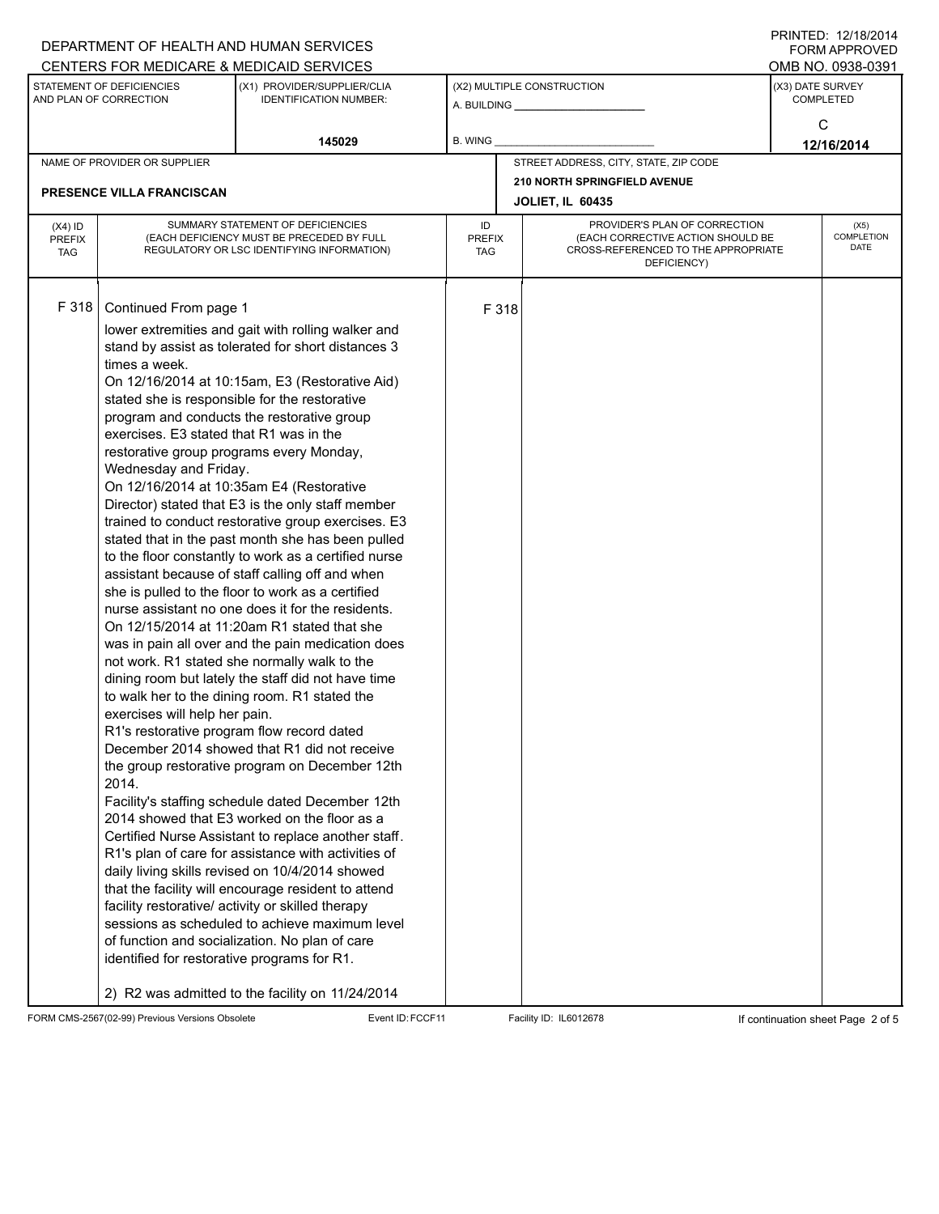DEPARTMENT OF HEALTH AND HUMAN SERVICES
CENTERS FOR MEDICARE & MEDICAID SERVICES

PRINTED: 12/18/2014
FORM APPROVED
OMB NO. 0938-0391

| STATEMENT OF DEFICIENCIES AND PLAN OF CORRECTION | (X1) PROVIDER/SUPPLIER/CLIA IDENTIFICATION NUMBER: | (X2) MULTIPLE CONSTRUCTION | (X3) DATE SURVEY COMPLETED |
|---|---|---|---|
| | 145029 | A. BUILDING ______ B. WING ______ | C 12/16/2014 |

| NAME OF PROVIDER OR SUPPLIER | STREET ADDRESS, CITY, STATE, ZIP CODE |
|---|---|
| PRESENCE VILLA FRANCISCAN | 210 NORTH SPRINGFIELD AVENUE JOLIET, IL 60435 |

| (X4) ID PREFIX TAG | SUMMARY STATEMENT OF DEFICIENCIES (EACH DEFICIENCY MUST BE PRECEDED BY FULL REGULATORY OR LSC IDENTIFYING INFORMATION) | ID PREFIX TAG | PROVIDER'S PLAN OF CORRECTION (EACH CORRECTIVE ACTION SHOULD BE CROSS-REFERENCED TO THE APPROPRIATE DEFICIENCY) | (X5) COMPLETION DATE |
|---|---|---|---|---|
| F 318 | Continued From page 1 | F 318 | | |

lower extremities and gait with rolling walker and stand by assist as tolerated for short distances 3 times a week.

On 12/16/2014 at 10:15am, E3 (Restorative Aid) stated she is responsible for the restorative program and conducts the restorative group exercises. E3 stated that R1 was in the restorative group programs every Monday, Wednesday and Friday.

On 12/16/2014 at 10:35am E4 (Restorative Director) stated that E3 is the only staff member trained to conduct restorative group exercises. E3 stated that in the past month she has been pulled to the floor constantly to work as a certified nurse assistant because of staff calling off and when she is pulled to the floor to work as a certified nurse assistant no one does it for the residents.

On 12/15/2014 at 11:20am R1 stated that she was in pain all over and the pain medication does not work. R1 stated she normally walk to the dining room but lately the staff did not have time to walk her to the dining room. R1 stated the exercises will help her pain.

R1's restorative program flow record dated December 2014 showed that R1 did not receive the group restorative program on December 12th 2014.

Facility's staffing schedule dated December 12th 2014 showed that E3 worked on the floor as a Certified Nurse Assistant to replace another staff.

R1's plan of care for assistance with activities of daily living skills revised on 10/4/2014 showed that the facility will encourage resident to attend facility restorative/ activity or skilled therapy sessions as scheduled to achieve maximum level of function and socialization. No plan of care identified for restorative programs for R1.

2) R2 was admitted to the facility on 11/24/2014

FORM CMS-2567(02-99) Previous Versions Obsolete | Event ID: FCCF11 | Facility ID: IL6012678 | If continuation sheet Page 2 of 5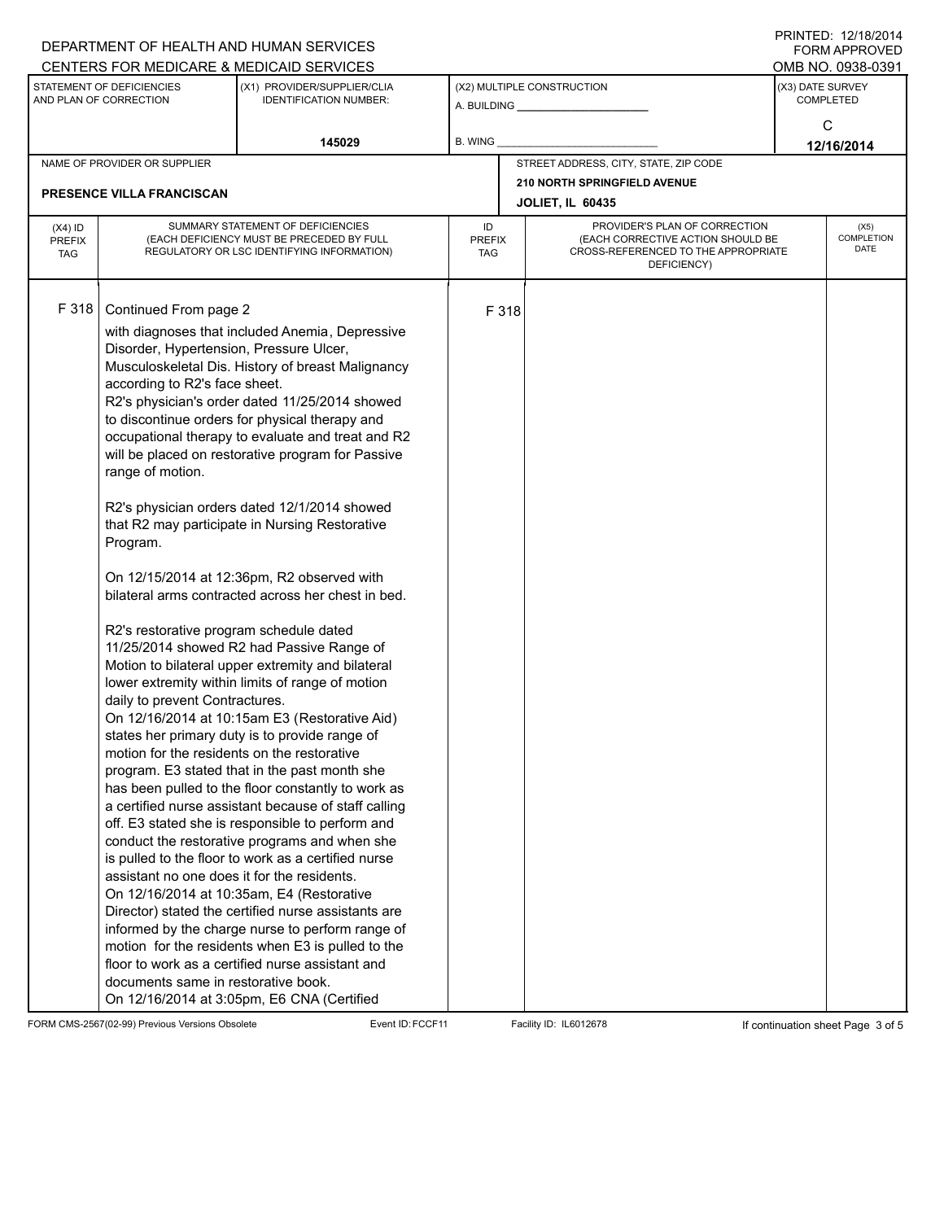DEPARTMENT OF HEALTH AND HUMAN SERVICES
CENTERS FOR MEDICARE & MEDICAID SERVICES

PRINTED: 12/18/2014
FORM APPROVED
OMB NO. 0938-0391

| STATEMENT OF DEFICIENCIES AND PLAN OF CORRECTION | (X1) PROVIDER/SUPPLIER/CLIA IDENTIFICATION NUMBER: | (X2) MULTIPLE CONSTRUCTION | (X3) DATE SURVEY COMPLETED |
|---|---|---|---|
| | 145029 | A. BUILDING ______ B. WING ______ | C 12/16/2014 |

| NAME OF PROVIDER OR SUPPLIER | STREET ADDRESS, CITY, STATE, ZIP CODE |
|---|---|
| PRESENCE VILLA FRANCISCAN | 210 NORTH SPRINGFIELD AVENUE JOLIET, IL 60435 |

| (X4) ID PREFIX TAG | SUMMARY STATEMENT OF DEFICIENCIES (EACH DEFICIENCY MUST BE PRECEDED BY FULL REGULATORY OR LSC IDENTIFYING INFORMATION) | ID PREFIX TAG | PROVIDER'S PLAN OF CORRECTION (EACH CORRECTIVE ACTION SHOULD BE CROSS-REFERENCED TO THE APPROPRIATE DEFICIENCY) | (X5) COMPLETION DATE |
|---|---|---|---|---|
| F 318 | Continued From page 2 | F 318 | | |

with diagnoses that included Anemia, Depressive Disorder, Hypertension, Pressure Ulcer, Musculoskeletal Dis. History of breast Malignancy according to R2's face sheet.

R2's physician's order dated 11/25/2014 showed to discontinue orders for physical therapy and occupational therapy to evaluate and treat and R2 will be placed on restorative program for Passive range of motion.

R2's physician orders dated 12/1/2014 showed that R2 may participate in Nursing Restorative Program.

On 12/15/2014 at 12:36pm, R2 observed with bilateral arms contracted across her chest in bed.

R2's restorative program schedule dated 11/25/2014 showed R2 had Passive Range of Motion to bilateral upper extremity and bilateral lower extremity within limits of range of motion daily to prevent Contractures.

On 12/16/2014 at 10:15am E3 (Restorative Aid) states her primary duty is to provide range of motion for the residents on the restorative program. E3 stated that in the past month she has been pulled to the floor constantly to work as a certified nurse assistant because of staff calling off. E3 stated she is responsible to perform and conduct the restorative programs and when she is pulled to the floor to work as a certified nurse assistant no one does it for the residents.

On 12/16/2014 at 10:35am, E4 (Restorative Director) stated the certified nurse assistants are informed by the charge nurse to perform range of motion for the residents when E3 is pulled to the floor to work as a certified nurse assistant and documents same in restorative book.

On 12/16/2014 at 3:05pm, E6 CNA (Certified

FORM CMS-2567(02-99) Previous Versions Obsolete Event ID: FCCF11 Facility ID: IL6012678 If continuation sheet Page 3 of 5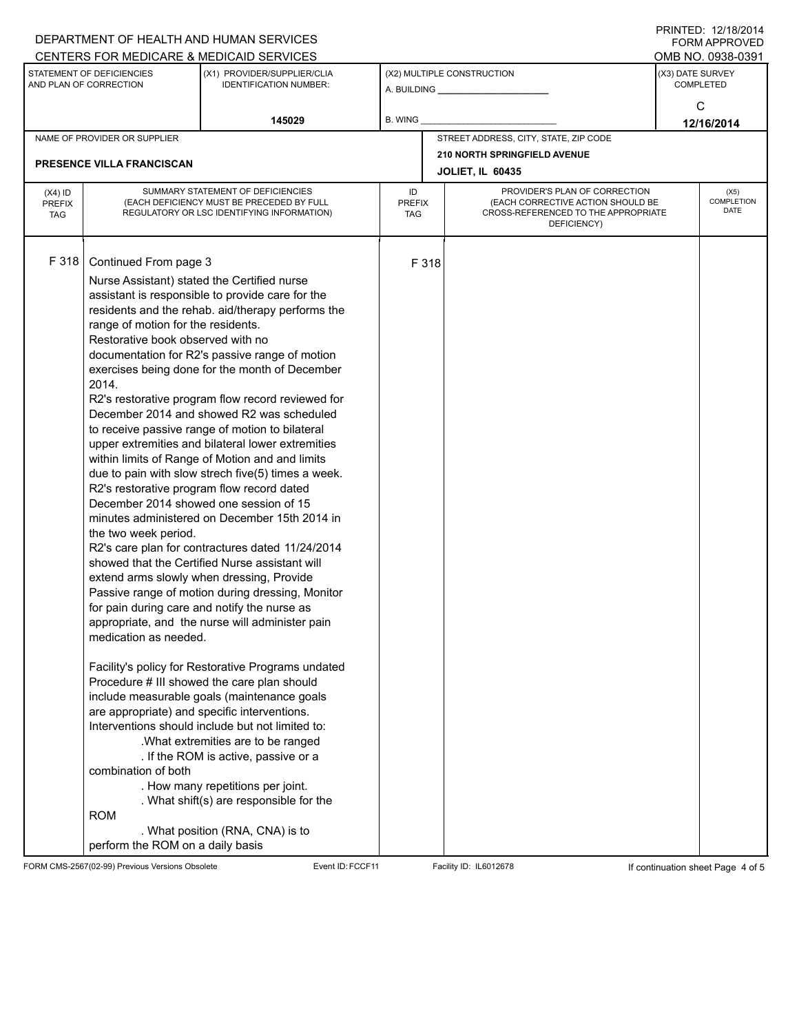DEPARTMENT OF HEALTH AND HUMAN SERVICES
CENTERS FOR MEDICARE & MEDICAID SERVICES

PRINTED: 12/18/2014
FORM APPROVED
OMB NO. 0938-0391

| STATEMENT OF DEFICIENCIES AND PLAN OF CORRECTION | (X1) PROVIDER/SUPPLIER/CLIA IDENTIFICATION NUMBER: | (X2) MULTIPLE CONSTRUCTION | (X3) DATE SURVEY COMPLETED |
|---|---|---|---|
| | 145029 | A. BUILDING ______ B. WING ______ | C 12/16/2014 |

| NAME OF PROVIDER OR SUPPLIER | STREET ADDRESS, CITY, STATE, ZIP CODE |
|---|---|
| PRESENCE VILLA FRANCISCAN | 210 NORTH SPRINGFIELD AVENUE JOLIET, IL 60435 |

| (X4) ID PREFIX TAG | SUMMARY STATEMENT OF DEFICIENCIES (EACH DEFICIENCY MUST BE PRECEDED BY FULL REGULATORY OR LSC IDENTIFYING INFORMATION) | ID PREFIX TAG | PROVIDER'S PLAN OF CORRECTION (EACH CORRECTIVE ACTION SHOULD BE CROSS-REFERENCED TO THE APPROPRIATE DEFICIENCY) | (X5) COMPLETION DATE |
|---|---|---|---|---|
| F 318 | Continued From page 3 | F 318 | | |

Nurse Assistant) stated the Certified nurse assistant is responsible to provide care for the residents and the rehab. aid/therapy performs the range of motion for the residents.
Restorative book observed with no documentation for R2's passive range of motion exercises being done for the month of December 2014.
R2's restorative program flow record reviewed for December 2014 and showed R2 was scheduled to receive passive range of motion to bilateral upper extremities and bilateral lower extremities within limits of Range of Motion and and limits due to pain with slow strech five(5) times a week.
R2's restorative program flow record dated December 2014 showed one session of 15 minutes administered on December 15th 2014 in the two week period.
R2's care plan for contractures dated 11/24/2014 showed that the Certified Nurse assistant will extend arms slowly when dressing, Provide Passive range of motion during dressing, Monitor for pain during care and notify the nurse as appropriate, and the nurse will administer pain medication as needed.

Facility's policy for Restorative Programs undated Procedure # III showed the care plan should include measurable goals (maintenance goals are appropriate) and specific interventions.
Interventions should include but not limited to:

- .What extremities are to be ranged
- . If the ROM is active, passive or a combination of both
- . How many repetitions per joint.
- . What shift(s) are responsible for the ROM
- . What position (RNA, CNA) is to perform the ROM on a daily basis

FORM CMS-2567(02-99) Previous Versions Obsolete | Event ID: FCCF11 | Facility ID: IL6012678 | If continuation sheet Page 4 of 5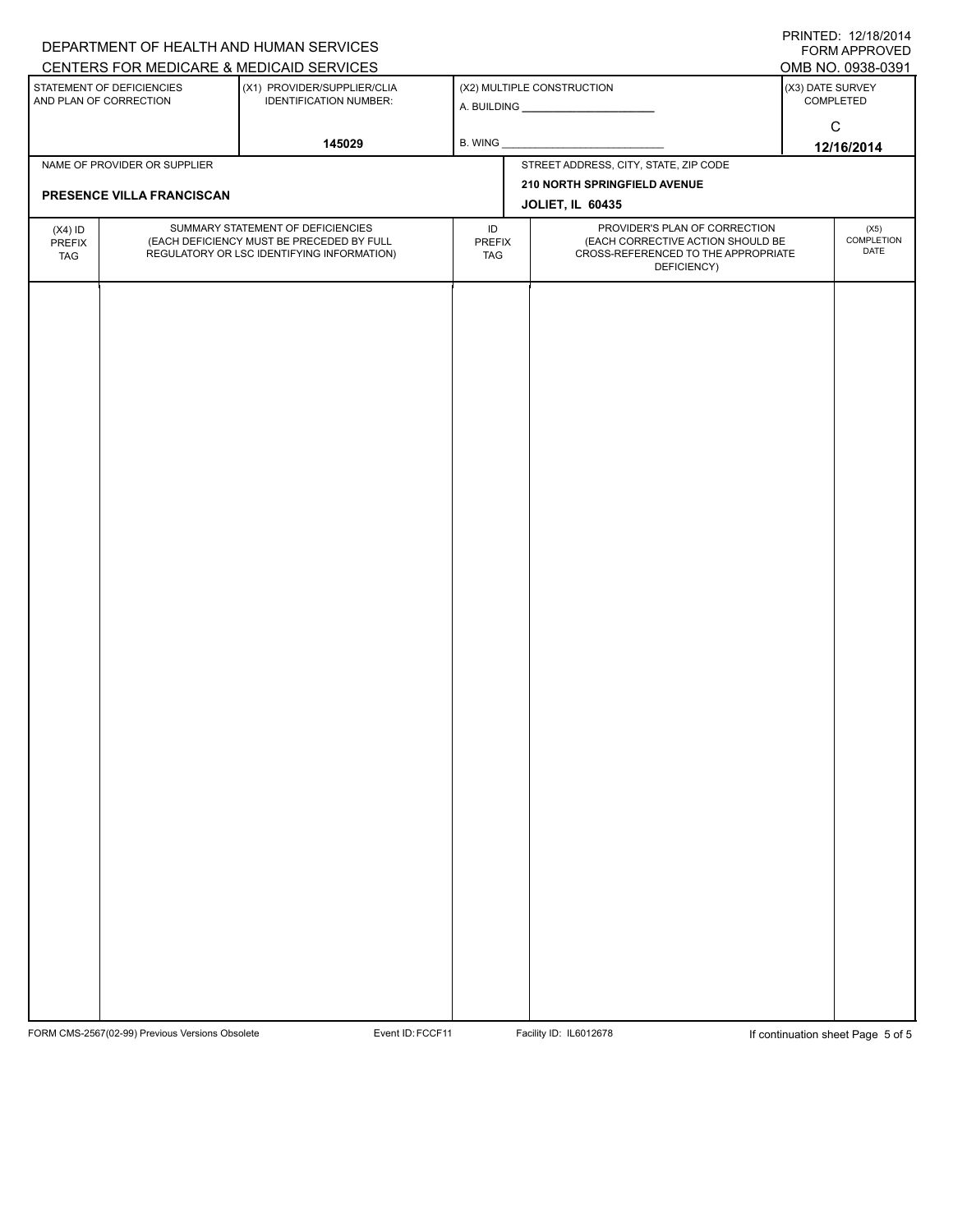DEPARTMENT OF HEALTH AND HUMAN SERVICES
CENTERS FOR MEDICARE & MEDICAID SERVICES

PRINTED: 12/18/2014
FORM APPROVED
OMB NO. 0938-0391

| STATEMENT OF DEFICIENCIES AND PLAN OF CORRECTION | (X1) PROVIDER/SUPPLIER/CLIA IDENTIFICATION NUMBER: | (X2) MULTIPLE CONSTRUCTION | (X3) DATE SURVEY COMPLETED |
|---|---|---|---|
| | 145029 | A. BUILDING ______ B. WING ______ | C 12/16/2014 |

| NAME OF PROVIDER OR SUPPLIER | STREET ADDRESS, CITY, STATE, ZIP CODE |
|---|---|
| **PRESENCE VILLA FRANCISCAN** | **210 NORTH SPRINGFIELD AVENUE JOLIET, IL 60435** |

| (X4) ID PREFIX TAG | SUMMARY STATEMENT OF DEFICIENCIES (EACH DEFICIENCY MUST BE PRECEDED BY FULL REGULATORY OR LSC IDENTIFYING INFORMATION) | ID PREFIX TAG | PROVIDER'S PLAN OF CORRECTION (EACH CORRECTIVE ACTION SHOULD BE CROSS-REFERENCED TO THE APPROPRIATE DEFICIENCY) | (X5) COMPLETION DATE |
|---|---|---|---|---|
| | | | | |

FORM CMS-2567(02-99) Previous Versions Obsolete Event ID: FCCF11 Facility ID: IL6012678 If continuation sheet Page 5 of 5